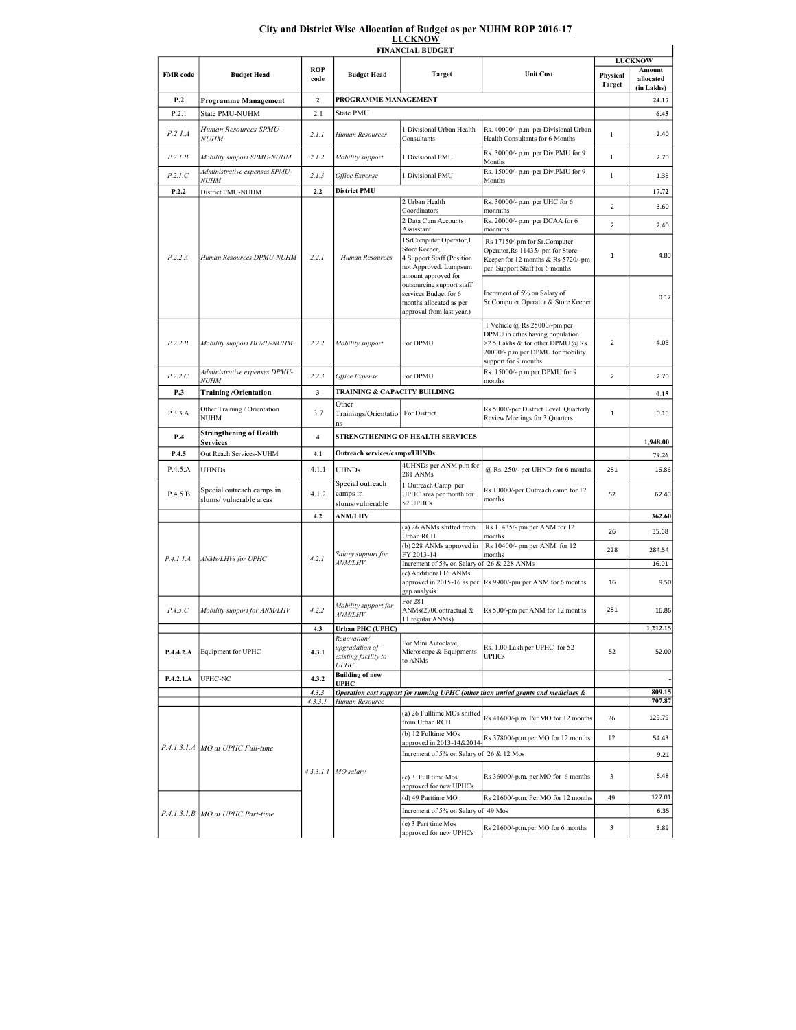## City and District Wise Allocation of Budget as per NUHM ROP 2016-17

**LUCKNOW**

**FINANCIAL BUDGET**

| FMR code | Budget Head | ROP code | Budget Head | Target | Unit Cost | LUCKNOW | |
|---|---|---|---|---|---|---|---|
| | | | | | | Physical Target | Amount allocated (in Lakhs) |
| **P.2** | **Programme Management** | **2** | **PROGRAMME MANAGEMENT** | | | | **24.17** |
| P.2.1 | State PMU-NUHM | 2.1 | State PMU | | | | **6.45** |
| *P.2.1.A* | *Human Resources SPMU-NUHM* | *2.1.1* | *Human Resources* | 1 Divisional Urban Health Consultants | Rs. 40000/- p.m. per Divisional Urban Health Consultants for 6 Months | 1 | 2.40 |
| *P.2.1.B* | *Mobility support SPMU-NUHM* | *2.1.2* | *Mobility support* | 1 Divisional PMU | Rs. 30000/- p.m. per Div.PMU for 9 Months | 1 | 2.70 |
| *P.2.1.C* | *Administrative expenses SPMU-NUHM* | *2.1.3* | *Office Expense* | 1 Divisional PMU | Rs. 15000/- p.m. per Div.PMU for 9 Months | 1 | 1.35 |
| **P.2.2** | District PMU-NUHM | **2.2** | **District PMU** | | | | **17.72** |
| *P.2.2.A* | *Human Resources DPMU-NUHM* | *2.2.1* | *Human Resources* | 2 Urban Health Coordinators | Rs. 30000/- p.m. per UHC for 6 monnths | 2 | 3.60 |
| | | | | 2 Data Cum Accounts Assisstant | Rs. 20000/- p.m. per DCAA for 6 monnths | 2 | 2.40 |
| | | | | 1SrComputer Operator,1 Store Keeper, 4 Support Staff (Position not Approved. Lumpsum amount approved for outsourcing support staff services.Budget for 6 months allocated as per approval from last year.) | Rs 17150/-pm for Sr.Computer Operator,Rs 11435/-pm for Store Keeper for 12 months & Rs 5720/-pm per Support Staff for 6 months | 1 | 4.80 |
| | | | | | Increment of 5% on Salary of Sr.Computer Operator & Store Keeper | | 0.17 |
| *P.2.2.B* | *Mobility support DPMU-NUHM* | *2.2.2* | *Mobility support* | For DPMU | 1 Vehicle @ Rs 25000/-pm per DPMU in cities having population >2.5 Lakhs & for other DPMU @ Rs. 20000/- p.m per DPMU for mobility support for 9 months. | 2 | 4.05 |
| *P.2.2.C* | *Administrative expenses DPMU-NUHM* | *2.2.3* | *Office Expense* | For DPMU | Rs. 15000/- p.m.per DPMU for 9 months | 2 | 2.70 |
| **P.3** | **Training /Orientation** | **3** | **TRAINING & CAPACITY BUILDING** | | | | **0.15** |
| P.3.3.A | Other Training / Orientation NUHM | 3.7 | Other Trainings/Orientations | For District | Rs 5000/-per District Level Quarterly Review Meetings for 3 Quarters | 1 | 0.15 |
| **P.4** | **Strengthening of Health Services** | **4** | **STRENGTHENING OF HEALTH SERVICES** | | | | **1,948.00** |
| **P.4.5** | Out Reach Services-NUHM | 4.1 | **Outreach services/camps/UHNDs** | | | | **79.26** |
| P.4.5.A | UHNDs | 4.1.1 | UHNDs | 4UHNDs per ANM p.m for 281 ANMs | @ Rs. 250/- per UHND for 6 months. | 281 | 16.86 |
| P.4.5.B | Special outreach camps in slums/ vulnerable areas | 4.1.2 | Special outreach camps in slums/vulnerable | 1 Outreach Camp per UPHC area per month for 52 UPHCs | Rs 10000/-per Outreach camp for 12 months | 52 | 62.40 |
| | | **4.2** | **ANM/LHV** | | | | **362.60** |
| *P.4.1.1.A* | *ANMs/LHVs for UPHC* | *4.2.1* | *Salary support for ANM/LHV* | (a) 26 ANMs shifted from Urban RCH | Rs 11435/- pm per ANM for 12 months | 26 | 35.68 |
| | | | | (b) 228 ANMs approved in FY 2013-14 | Rs 10400/- pm per ANM for 12 months | 228 | 284.54 |
| | | | | Increment of 5% on Salary of 26 & 228 ANMs | | | 16.01 |
| | | | | (c) Additional 16 ANMs approved in 2015-16 as per gap analysis | Rs 9900/-pm per ANM for 6 months | 16 | 9.50 |
| *P.4.5.C* | *Mobility support for ANM/LHV* | *4.2.2* | *Mobility support for ANM/LHV* | For 281 ANMs(270Contractual & 11 regular ANMs) | Rs 500/-pm per ANM for 12 months | 281 | 16.86 |
| | | **4.3** | **Urban PHC (UPHC)** | | | | **1,212.15** |
| **P.4.4.2.A** | Equipment for UPHC | **4.3.1** | *Renovation/ upgradation of existing facility to UPHC* | For Mini Autoclave, Microscope & Equipments to ANMs | Rs. 1.00 Lakh per UPHC for 52 UPHCs | 52 | 52.00 |
| **P.4.2.1.A** | UPHC-NC | **4.3.2** | **Building of new UPHC** | | | | - |
| | | *4.3.3* | ***Operation cost support for running UPHC (other than untied grants and medicines &*** | | | | **809.15** |
| | | *4.3.3.1* | *Human Resource* | | | | **707.87** |
| *P.4.1.3.1.A* | *MO at UPHC Full-time* | *4.3.3.1.1* | *MO salary* | (a) 26 Fulltime MOs shifted from Urban RCH | Rs 41600/-p.m. Per MO for 12 months | 26 | 129.79 |
| | | | | (b) 12 Fulltime MOs approved in 2013-14&2014- | Rs 37800/-p.m.per MO for 12 months | 12 | 54.43 |
| | | | | Increment of 5% on Salary of 26 & 12 Mos | | | 9.21 |
| | | | | (c) 3 Full time Mos approved for new UPHCs | Rs 36000/-p.m. per MO for 6 months | 3 | 6.48 |
| *P.4.1.3.1.B* | *MO at UPHC Part-time* | | | (d) 49 Parttime MO | Rs 21600/-p.m. Per MO for 12 months | 49 | 127.01 |
| | | | | Increment of 5% on Salary of 49 Mos | | | 6.35 |
| | | | | (e) 3 Part time Mos approved for new UPHCs | Rs 21600/-p.m.per MO for 6 months | 3 | 3.89 |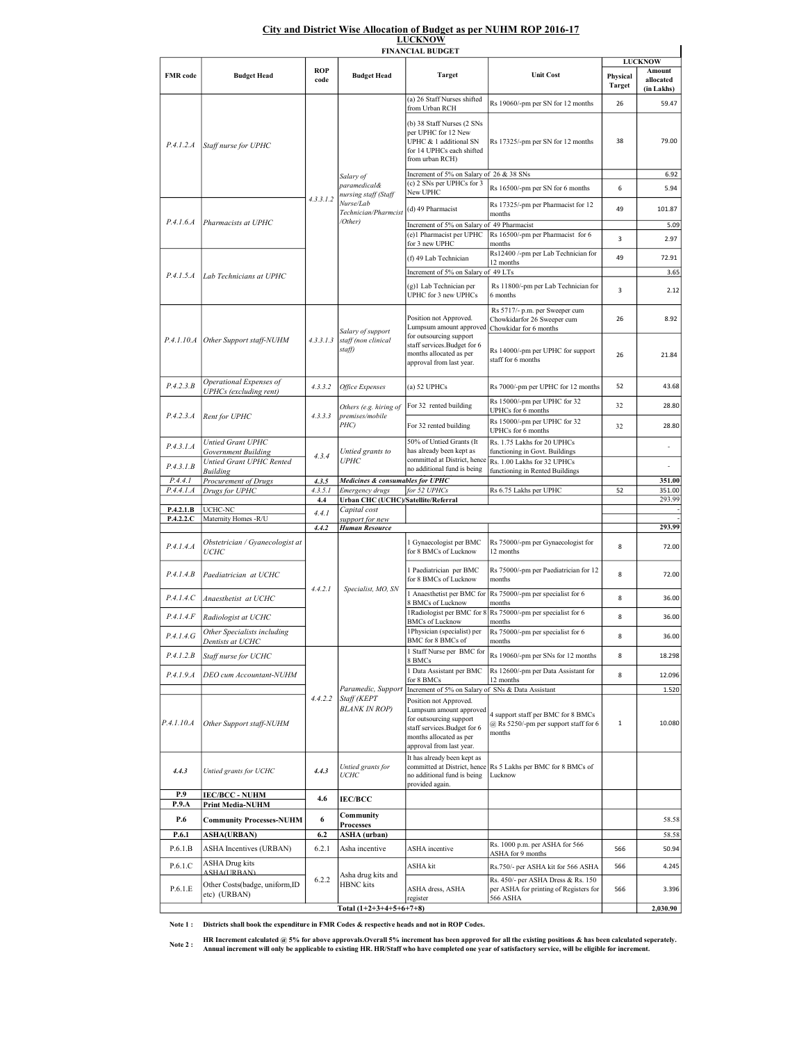## City and District Wise Allocation of Budget as per NUHM ROP 2016-17

### LUCKNOW

**FINANCIAL BUDGET**

| FMR code | Budget Head | ROP code | Budget Head | Target | Unit Cost | LUCKNOW Physical Target | LUCKNOW Amount allocated (in Lakhs) |
|---|---|---|---|---|---|---|---|
| P.4.1.2.A | Staff nurse for UPHC | 4.3.3.1.2 | Salary of paramedical& nursing staff (Staff Nurse/Lab Technician/Pharmcist /Other) | (a) 26 Staff Nurses shifted from Urban RCH | Rs 19060/-pm per SN for 12 months | 26 | 59.47 |
| | | | | (b) 38 Staff Nurses (2 SNs per UPHC for 12 New UPHC & 1 additional SN for 14 UPHCs each shifted from urban RCH) | Rs 17325/-pm per SN for 12 months | 38 | 79.00 |
| | | | | Increment of 5% on Salary of 26 & 38 SNs | | | 6.92 |
| | | | | (c) 2 SNs per UPHCs for 3 New UPHC | Rs 16500/-pm per SN for 6 months | 6 | 5.94 |
| P.4.1.6.A | Pharmacists at UPHC | | | (d) 49 Pharmacist | Rs 17325/-pm per Pharmacist for 12 months | 49 | 101.87 |
| | | | | Increment of 5% on Salary of 49 Pharmacist | | | 5.09 |
| | | | | (e)1 Pharmacist per UPHC for 3 new UPHC | Rs 16500/-pm per Pharmacist for 6 months | 3 | 2.97 |
| P.4.1.5.A | Lab Technicians at UPHC | | | (f) 49 Lab Technician | Rs12400 /-pm per Lab Technician for 12 months | 49 | 72.91 |
| | | | | Increment of 5% on Salary of 49 LTs | | | 3.65 |
| | | | | (g)1 Lab Technician per UPHC for 3 new UPHCs | Rs 11800/-pm per Lab Technician for 6 months | 3 | 2.12 |
| P.4.1.10.A | Other Support staff-NUHM | 4.3.3.1.3 | Salary of support staff (non clinical staff) | Position not Approved. Lumpsum amount approved for outsourcing support staff services.Budget for 6 months allocated as per approval from last year. | Rs 5717/- p.m. per Sweeper cum Chowkidarfor 26 Sweeper cum Chowkidar for 6 months | 26 | 8.92 |
| | | | | | Rs 14000/-pm per UPHC for support staff for 6 months | 26 | 21.84 |
| P.4.2.3.B | Operational Expenses of UPHCs (excluding rent) | 4.3.3.2 | Office Expenses | (a) 52 UPHCs | Rs 7000/-pm per UPHC for 12 months | 52 | 43.68 |
| P.4.2.3.A | Rent for UPHC | 4.3.3.3 | Others (e.g. hiring of premises/mobile PHC) | For 32 rented building | Rs 15000/-pm per UPHC for 32 UPHCs for 6 months | 32 | 28.80 |
| | | | | For 32 rented building | Rs 15000/-pm per UPHC for 32 UPHCs for 6 months | 32 | 28.80 |
| P.4.3.1.A | Untied Grant UPHC Government Building | 4.3.4 | Untied grants to UPHC | 50% of Untied Grants (It has already been kept as committed at District, hence no additional fund is being | Rs. 1.75 Lakhs for 20 UPHCs functioning in Govt. Buildings | | - |
| P.4.3.1.B | Untied Grant UPHC Rented Building | | | | Rs. 1.00 Lakhs for 32 UPHCs functioning in Rented Buildings | | - |
| P.4.4.1 | Procurement of Drugs | 4.3.5 | Medicines & consumables for UPHC | | | | 351.00 |
| P.4.4.1.A | Drugs for UPHC | 4.3.5.1 | Emergency drugs | for 52 UPHCs | Rs 6.75 Lakhs per UPHC | 52 | 351.00 |
| | | 4.4 | Urban CHC (UCHC)/Satellite/Referral | | | | 293.99 |
| P.4.2.1.B | UCHC-NC | 4.4.1 | Capital cost | | | | - |
| P.4.2.2.C | Maternity Homes -R/U | | support for new | | | | - |
| | | 4.4.2 | Human Resource | | | | 293.99 |
| P.4.1.4.A | Obstetrician / Gyanecologist at UCHC | 4.4.2.1 | Specialist, MO, SN | 1 Gynaecologist per BMC for 8 BMCs of Lucknow | Rs 75000/-pm per Gynaecologist for 12 months | 8 | 72.00 |
| P.4.1.4.B | Paediatrician at UCHC | | | 1 Paediatrician per BMC for 8 BMCs of Lucknow | Rs 75000/-pm per Paediatrician for 12 months | 8 | 72.00 |
| P.4.1.4.C | Anaesthetist at UCHC | | | 1 Anaesthetist per BMC for 8 BMCs of Lucknow | Rs 75000/-pm per specialist for 6 months | 8 | 36.00 |
| P.4.1.4.F | Radiologist at UCHC | | | 1Radiologist per BMC for 8 BMCs of Lucknow | Rs 75000/-pm per specialist for 6 months | 8 | 36.00 |
| P.4.1.4.G | Other Specialists including Dentists at UCHC | | | 1Physician (specialist) per BMC for 8 BMCs of | Rs 75000/-pm per specialist for 6 months | 8 | 36.00 |
| P.4.1.2.B | Staff nurse for UCHC | 4.4.2.2 | Paramedic, Support Staff (KEPT BLANK IN ROP) | 1 Staff Nurse per BMC for 8 BMCs | Rs 19060/-pm per SNs for 12 months | 8 | 18.298 |
| P.4.1.9.A | DEO cum Accountant-NUHM | | | 1 Data Assistant per BMC for 8 BMCs | Rs 12600/-pm per Data Assistant for 12 months | 8 | 12.096 |
| | | | | Increment of 5% on Salary of SNs & Data Assistant | | | 1.520 |
| P.4.1.10.A | Other Support staff-NUHM | | | Position not Approved. Lumpsum amount approved for outsourcing support staff services.Budget for 6 months allocated as per approval from last year. | 4 support staff per BMC for 8 BMCs @ Rs 5250/-pm per support staff for 6 months | 1 | 10.080 |
| 4.4.3 | Untied grants for UCHC | 4.4.3 | Untied grants for UCHC | It has already been kept as committed at District, hence no additional fund is being provided again. | Rs 5 Lakhs per BMC for 8 BMCs of Lucknow | | |
| P.9 | IEC/BCC - NUHM | 4.6 | IEC/BCC | | | | |
| P.9.A | Print Media-NUHM | | | | | | |
| P.6 | Community Processes-NUHM | 6 | Community Processes | | | | 58.58 |
| P.6.1 | ASHA(URBAN) | 6.2 | ASHA (urban) | | | | 58.58 |
| P.6.1.B | ASHA Incentives (URBAN) | 6.2.1 | Asha incentive | ASHA incentive | Rs. 1000 p.m. per ASHA for 566 ASHA for 9 months | 566 | 50.94 |
| P.6.1.C | ASHA Drug kits ASHA(URBAN) | 6.2.2 | Asha drug kits and HBNC kits | ASHA kit | Rs.750/- per ASHA kit for 566 ASHA | 566 | 4.245 |
| P.6.1.E | Other Costs(badge, uniform,ID etc) (URBAN) | | | ASHA dress, ASHA register | Rs. 450/- per ASHA Dress & Rs. 150 per ASHA for printing of Registers for 566 ASHA | 566 | 3.396 |
| | | | Total (1+2+3+4+5+6+7+8) | | | | 2,030.90 |

**Note 1 :** Districts shall book the expenditure in FMR Codes & respective heads and not in ROP Codes.

**Note 2 :** HR Increment calculated @ 5% for above approvals.Overall 5% increment has been approved for all the existing positions & has been calculated seperately. Annual increment will only be applicable to existing HR. HR/Staff who have completed one year of satisfactory service, will be eligible for increment.